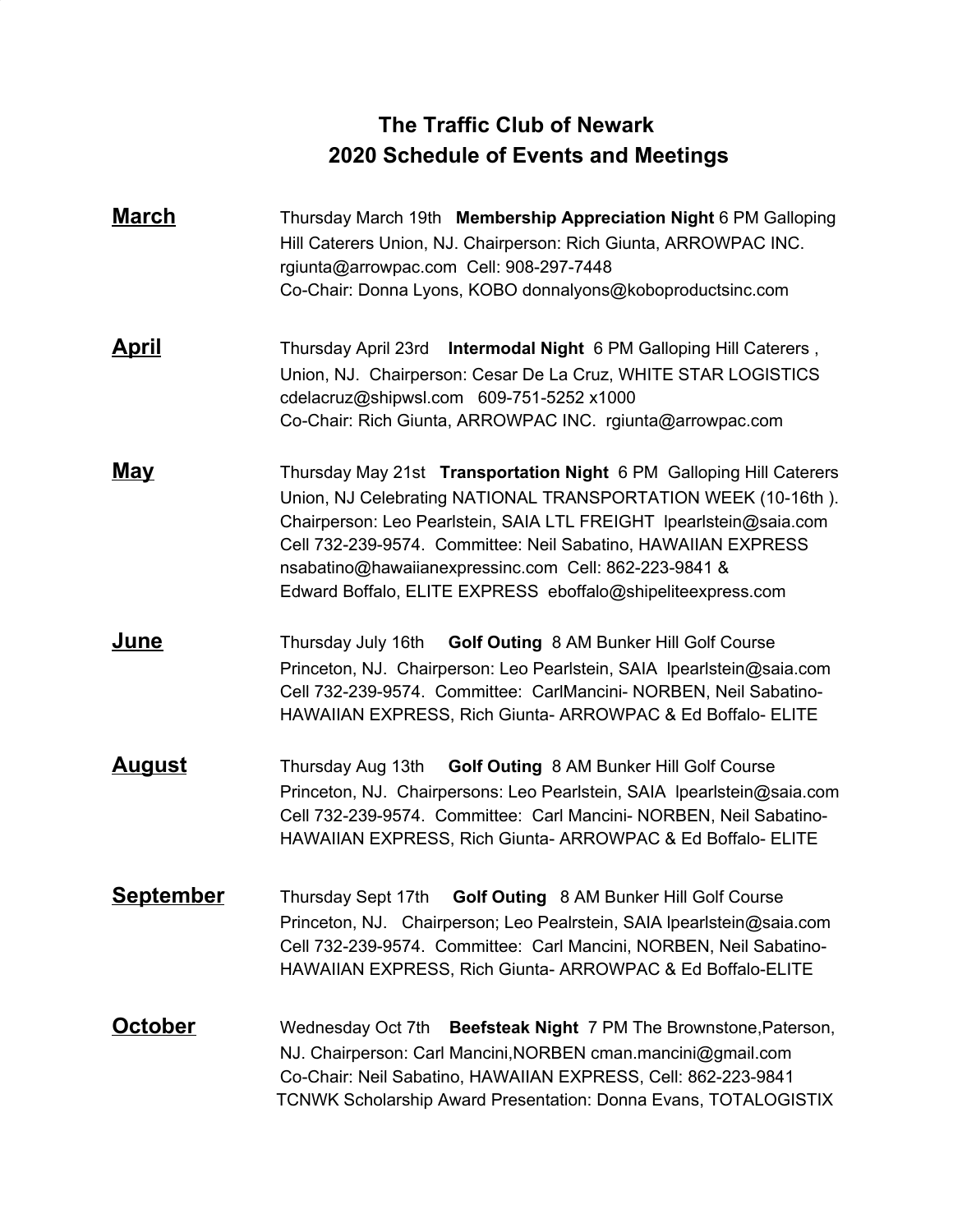# The Traffic Club of Newark
## 2020 Schedule of Events and Meetings

**March**

Thursday March 19th **Membership Appreciation Night** 6 PM Galloping Hill Caterers Union, NJ. Chairperson: Rich Giunta, ARROWPAC INC. rgiunta@arrowpac.com Cell: 908-297-7448
Co-Chair: Donna Lyons, KOBO donnalyons@koboproductsinc.com

**April**

Thursday April 23rd **Intermodal Night** 6 PM Galloping Hill Caterers , Union, NJ. Chairperson: Cesar De La Cruz, WHITE STAR LOGISTICS cdelacruz@shipwsl.com 609-751-5252 x1000
Co-Chair: Rich Giunta, ARROWPAC INC. rgiunta@arrowpac.com

**May**

Thursday May 21st **Transportation Night** 6 PM Galloping Hill Caterers Union, NJ Celebrating NATIONAL TRANSPORTATION WEEK (10-16th ). Chairperson: Leo Pearlstein, SAIA LTL FREIGHT lpearlstein@saia.com Cell 732-239-9574. Committee: Neil Sabatino, HAWAIIAN EXPRESS nsabatino@hawaiianexpressinc.com Cell: 862-223-9841 &
Edward Boffalo, ELITE EXPRESS eboffalo@shipeliteexpress.com

**June**

Thursday July 16th **Golf Outing** 8 AM Bunker Hill Golf Course Princeton, NJ. Chairperson: Leo Pearlstein, SAIA lpearlstein@saia.com Cell 732-239-9574. Committee: CarlMancini- NORBEN, Neil Sabatino- HAWAIIAN EXPRESS, Rich Giunta- ARROWPAC & Ed Boffalo- ELITE

**August**

Thursday Aug 13th **Golf Outing** 8 AM Bunker Hill Golf Course Princeton, NJ. Chairpersons: Leo Pearlstein, SAIA lpearlstein@saia.com Cell 732-239-9574. Committee: Carl Mancini- NORBEN, Neil Sabatino- HAWAIIAN EXPRESS, Rich Giunta- ARROWPAC & Ed Boffalo- ELITE

**September**

Thursday Sept 17th **Golf Outing** 8 AM Bunker Hill Golf Course Princeton, NJ. Chairperson; Leo Pealrstein, SAIA lpearlstein@saia.com Cell 732-239-9574. Committee: Carl Mancini, NORBEN, Neil Sabatino- HAWAIIAN EXPRESS, Rich Giunta- ARROWPAC & Ed Boffalo-ELITE

**October**

Wednesday Oct 7th **Beefsteak Night** 7 PM The Brownstone,Paterson, NJ. Chairperson: Carl Mancini,NORBEN cman.mancini@gmail.com
Co-Chair: Neil Sabatino, HAWAIIAN EXPRESS, Cell: 862-223-9841
TCNWK Scholarship Award Presentation: Donna Evans, TOTALOGISTIX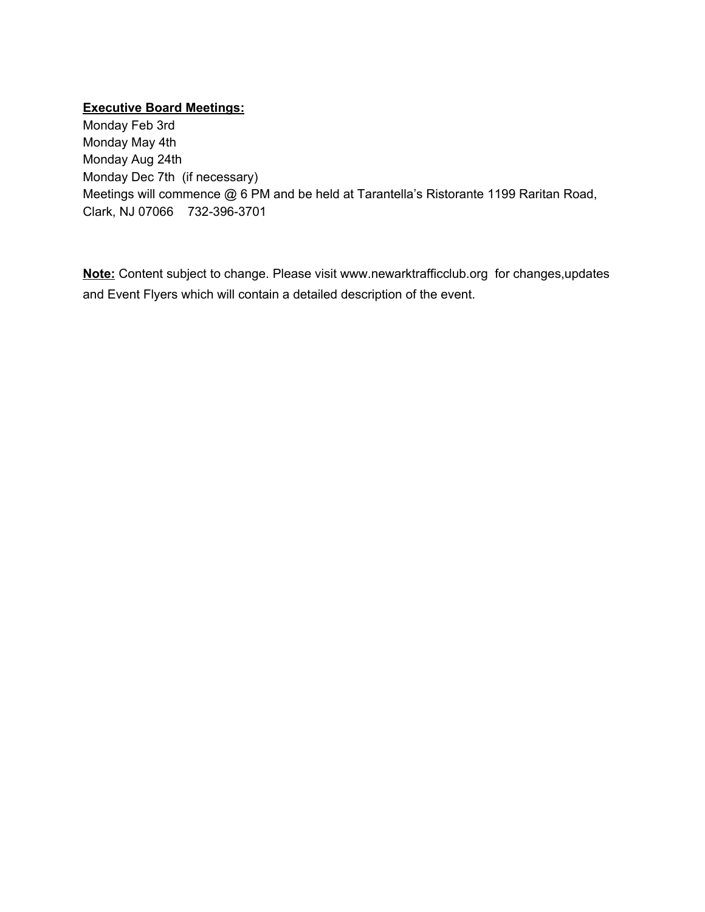**Executive Board Meetings:**

Monday Feb 3rd
Monday May 4th
Monday Aug 24th
Monday Dec 7th (if necessary)
Meetings will commence @ 6 PM and be held at Tarantella's Ristorante 1199 Raritan Road, Clark, NJ 07066 732-396-3701

**Note:** Content subject to change. Please visit www.newarktrafficclub.org for changes,updates and Event Flyers which will contain a detailed description of the event.